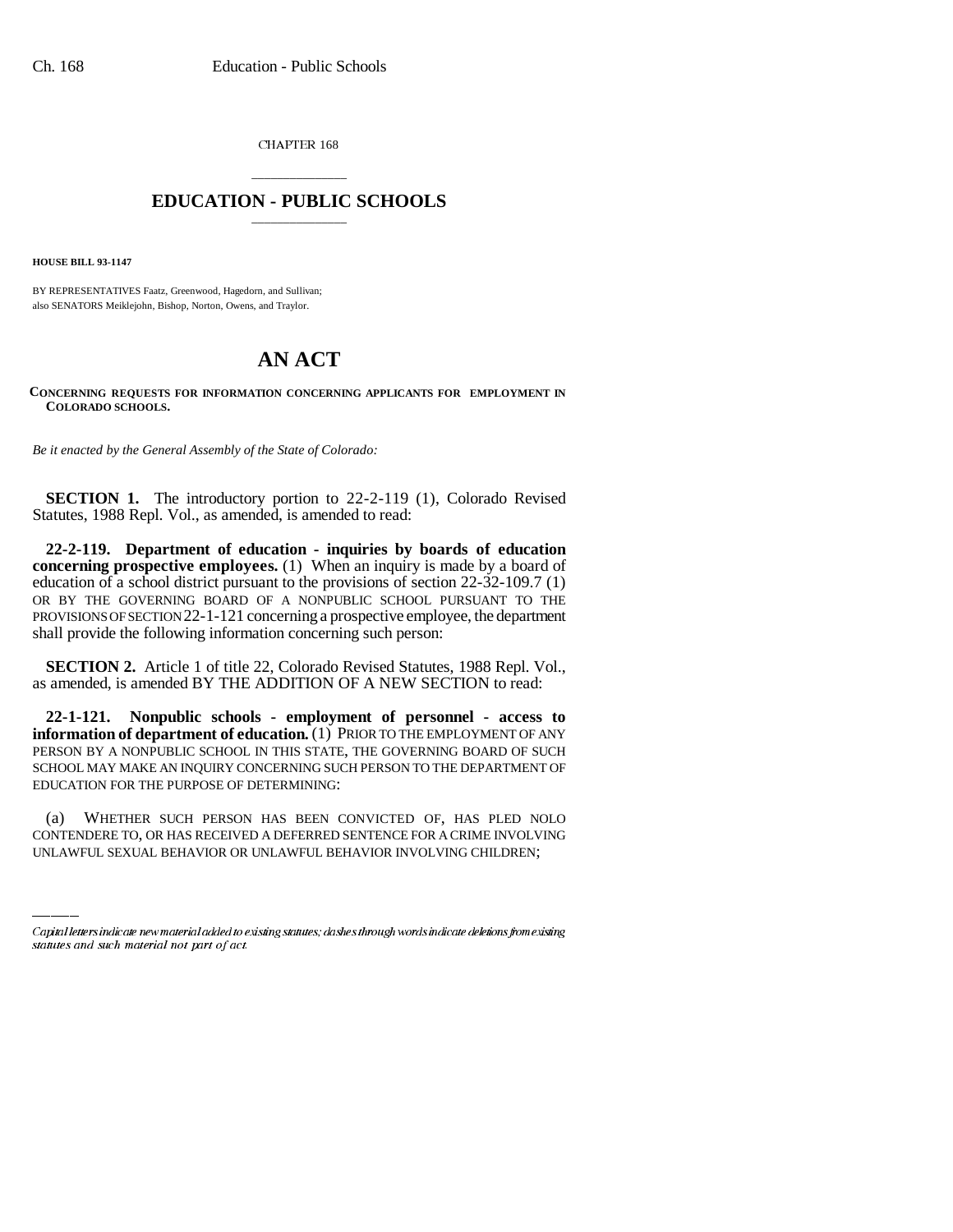CHAPTER 168

# EDUCATION - PUBLIC SCHOOLS

**HOUSE BILL 93-1147**

BY REPRESENTATIVES Faatz, Greenwood, Hagedorn, and Sullivan;
also SENATORS Meiklejohn, Bishop, Norton, Owens, and Traylor.

# AN ACT

**CONCERNING REQUESTS FOR INFORMATION CONCERNING APPLICANTS FOR EMPLOYMENT IN COLORADO SCHOOLS.**

*Be it enacted by the General Assembly of the State of Colorado:*

**SECTION 1.** The introductory portion to 22-2-119 (1), Colorado Revised Statutes, 1988 Repl. Vol., as amended, is amended to read:

**22-2-119. Department of education - inquiries by boards of education concerning prospective employees.** (1) When an inquiry is made by a board of education of a school district pursuant to the provisions of section 22-32-109.7 (1) OR BY THE GOVERNING BOARD OF A NONPUBLIC SCHOOL PURSUANT TO THE PROVISIONS OF SECTION 22-1-121 concerning a prospective employee, the department shall provide the following information concerning such person:

**SECTION 2.** Article 1 of title 22, Colorado Revised Statutes, 1988 Repl. Vol., as amended, is amended BY THE ADDITION OF A NEW SECTION to read:

**22-1-121. Nonpublic schools - employment of personnel - access to information of department of education.** (1) PRIOR TO THE EMPLOYMENT OF ANY PERSON BY A NONPUBLIC SCHOOL IN THIS STATE, THE GOVERNING BOARD OF SUCH SCHOOL MAY MAKE AN INQUIRY CONCERNING SUCH PERSON TO THE DEPARTMENT OF EDUCATION FOR THE PURPOSE OF DETERMINING:

(a) WHETHER SUCH PERSON HAS BEEN CONVICTED OF, HAS PLED NOLO CONTENDERE TO, OR HAS RECEIVED A DEFERRED SENTENCE FOR A CRIME INVOLVING UNLAWFUL SEXUAL BEHAVIOR OR UNLAWFUL BEHAVIOR INVOLVING CHILDREN;

Capital letters indicate new material added to existing statutes; dashes through words indicate deletions from existing statutes and such material not part of act.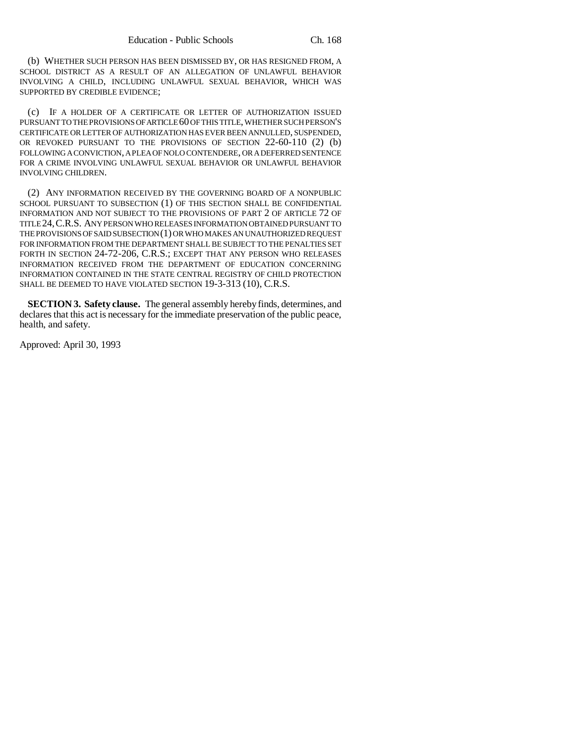(b) WHETHER SUCH PERSON HAS BEEN DISMISSED BY, OR HAS RESIGNED FROM, A SCHOOL DISTRICT AS A RESULT OF AN ALLEGATION OF UNLAWFUL BEHAVIOR INVOLVING A CHILD, INCLUDING UNLAWFUL SEXUAL BEHAVIOR, WHICH WAS SUPPORTED BY CREDIBLE EVIDENCE;

(c) IF A HOLDER OF A CERTIFICATE OR LETTER OF AUTHORIZATION ISSUED PURSUANT TO THE PROVISIONS OF ARTICLE 60 OF THIS TITLE, WHETHER SUCH PERSON'S CERTIFICATE OR LETTER OF AUTHORIZATION HAS EVER BEEN ANNULLED, SUSPENDED, OR REVOKED PURSUANT TO THE PROVISIONS OF SECTION 22-60-110 (2) (b) FOLLOWING A CONVICTION, A PLEA OF NOLO CONTENDERE, OR A DEFERRED SENTENCE FOR A CRIME INVOLVING UNLAWFUL SEXUAL BEHAVIOR OR UNLAWFUL BEHAVIOR INVOLVING CHILDREN.

(2) ANY INFORMATION RECEIVED BY THE GOVERNING BOARD OF A NONPUBLIC SCHOOL PURSUANT TO SUBSECTION (1) OF THIS SECTION SHALL BE CONFIDENTIAL INFORMATION AND NOT SUBJECT TO THE PROVISIONS OF PART 2 OF ARTICLE 72 OF TITLE 24, C.R.S. ANY PERSON WHO RELEASES INFORMATION OBTAINED PURSUANT TO THE PROVISIONS OF SAID SUBSECTION (1) OR WHO MAKES AN UNAUTHORIZED REQUEST FOR INFORMATION FROM THE DEPARTMENT SHALL BE SUBJECT TO THE PENALTIES SET FORTH IN SECTION 24-72-206, C.R.S.; EXCEPT THAT ANY PERSON WHO RELEASES INFORMATION RECEIVED FROM THE DEPARTMENT OF EDUCATION CONCERNING INFORMATION CONTAINED IN THE STATE CENTRAL REGISTRY OF CHILD PROTECTION SHALL BE DEEMED TO HAVE VIOLATED SECTION 19-3-313 (10), C.R.S.

**SECTION 3. Safety clause.** The general assembly hereby finds, determines, and declares that this act is necessary for the immediate preservation of the public peace, health, and safety.

Approved: April 30, 1993